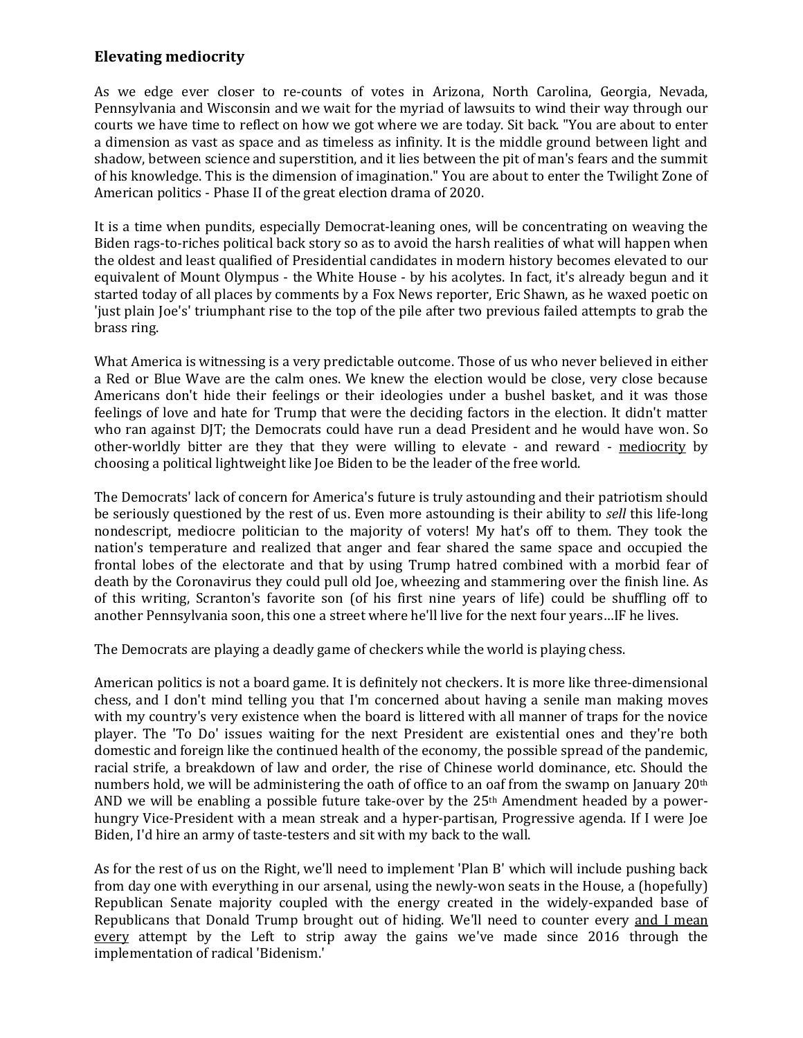## Elevating mediocrity

As we edge ever closer to re-counts of votes in Arizona, North Carolina, Georgia, Nevada, Pennsylvania and Wisconsin and we wait for the myriad of lawsuits to wind their way through our courts we have time to reflect on how we got where we are today. Sit back. "You are about to enter a dimension as vast as space and as timeless as infinity. It is the middle ground between light and shadow, between science and superstition, and it lies between the pit of man's fears and the summit of his knowledge. This is the dimension of imagination." You are about to enter the Twilight Zone of American politics - Phase II of the great election drama of 2020.

It is a time when pundits, especially Democrat-leaning ones, will be concentrating on weaving the Biden rags-to-riches political back story so as to avoid the harsh realities of what will happen when the oldest and least qualified of Presidential candidates in modern history becomes elevated to our equivalent of Mount Olympus - the White House - by his acolytes. In fact, it's already begun and it started today of all places by comments by a Fox News reporter, Eric Shawn, as he waxed poetic on 'just plain Joe's' triumphant rise to the top of the pile after two previous failed attempts to grab the brass ring.

What America is witnessing is a very predictable outcome. Those of us who never believed in either a Red or Blue Wave are the calm ones. We knew the election would be close, very close because Americans don't hide their feelings or their ideologies under a bushel basket, and it was those feelings of love and hate for Trump that were the deciding factors in the election. It didn't matter who ran against DJT; the Democrats could have run a dead President and he would have won. So other-worldly bitter are they that they were willing to elevate - and reward - mediocrity by choosing a political lightweight like Joe Biden to be the leader of the free world.

The Democrats' lack of concern for America's future is truly astounding and their patriotism should be seriously questioned by the rest of us. Even more astounding is their ability to *sell* this life-long nondescript, mediocre politician to the majority of voters! My hat's off to them. They took the nation's temperature and realized that anger and fear shared the same space and occupied the frontal lobes of the electorate and that by using Trump hatred combined with a morbid fear of death by the Coronavirus they could pull old Joe, wheezing and stammering over the finish line. As of this writing, Scranton's favorite son (of his first nine years of life) could be shuffling off to another Pennsylvania soon, this one a street where he'll live for the next four years…IF he lives.

The Democrats are playing a deadly game of checkers while the world is playing chess.

American politics is not a board game. It is definitely not checkers. It is more like three-dimensional chess, and I don't mind telling you that I'm concerned about having a senile man making moves with my country's very existence when the board is littered with all manner of traps for the novice player. The 'To Do' issues waiting for the next President are existential ones and they're both domestic and foreign like the continued health of the economy, the possible spread of the pandemic, racial strife, a breakdown of law and order, the rise of Chinese world dominance, etc. Should the numbers hold, we will be administering the oath of office to an oaf from the swamp on January 20th AND we will be enabling a possible future take-over by the 25th Amendment headed by a power-hungry Vice-President with a mean streak and a hyper-partisan, Progressive agenda. If I were Joe Biden, I'd hire an army of taste-testers and sit with my back to the wall.

As for the rest of us on the Right, we'll need to implement 'Plan B' which will include pushing back from day one with everything in our arsenal, using the newly-won seats in the House, a (hopefully) Republican Senate majority coupled with the energy created in the widely-expanded base of Republicans that Donald Trump brought out of hiding. We'll need to counter every and I mean every attempt by the Left to strip away the gains we've made since 2016 through the implementation of radical 'Bidenism.'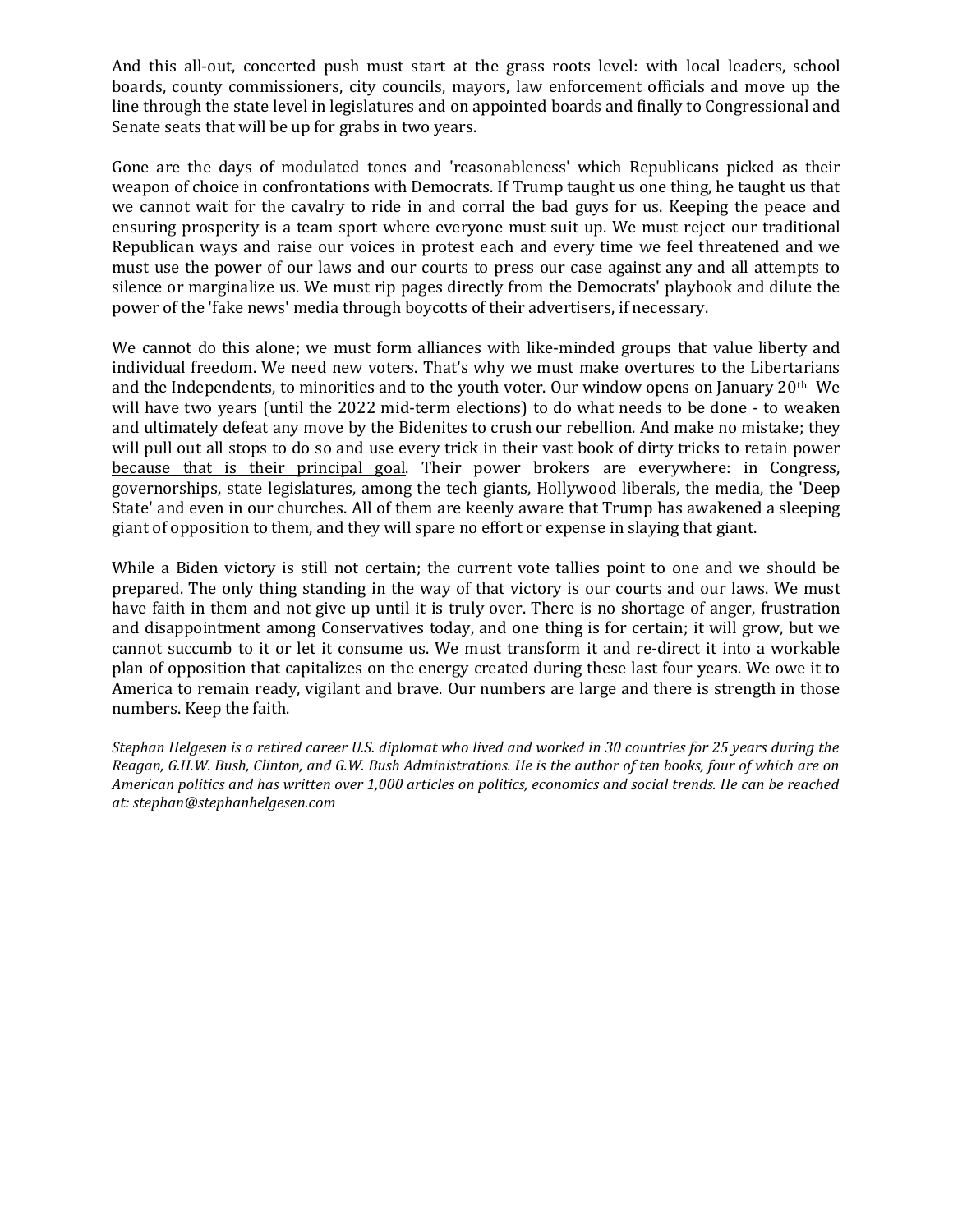And this all-out, concerted push must start at the grass roots level: with local leaders, school boards, county commissioners, city councils, mayors, law enforcement officials and move up the line through the state level in legislatures and on appointed boards and finally to Congressional and Senate seats that will be up for grabs in two years.

Gone are the days of modulated tones and 'reasonableness' which Republicans picked as their weapon of choice in confrontations with Democrats. If Trump taught us one thing, he taught us that we cannot wait for the cavalry to ride in and corral the bad guys for us. Keeping the peace and ensuring prosperity is a team sport where everyone must suit up. We must reject our traditional Republican ways and raise our voices in protest each and every time we feel threatened and we must use the power of our laws and our courts to press our case against any and all attempts to silence or marginalize us. We must rip pages directly from the Democrats' playbook and dilute the power of the 'fake news' media through boycotts of their advertisers, if necessary.

We cannot do this alone; we must form alliances with like-minded groups that value liberty and individual freedom. We need new voters. That's why we must make overtures to the Libertarians and the Independents, to minorities and to the youth voter. Our window opens on January 20th. We will have two years (until the 2022 mid-term elections) to do what needs to be done - to weaken and ultimately defeat any move by the Bidenites to crush our rebellion. And make no mistake; they will pull out all stops to do so and use every trick in their vast book of dirty tricks to retain power <u>because that is their principal goal</u>. Their power brokers are everywhere: in Congress, governorships, state legislatures, among the tech giants, Hollywood liberals, the media, the 'Deep State' and even in our churches. All of them are keenly aware that Trump has awakened a sleeping giant of opposition to them, and they will spare no effort or expense in slaying that giant.

While a Biden victory is still not certain; the current vote tallies point to one and we should be prepared. The only thing standing in the way of that victory is our courts and our laws. We must have faith in them and not give up until it is truly over. There is no shortage of anger, frustration and disappointment among Conservatives today, and one thing is for certain; it will grow, but we cannot succumb to it or let it consume us. We must transform it and re-direct it into a workable plan of opposition that capitalizes on the energy created during these last four years. We owe it to America to remain ready, vigilant and brave. Our numbers are large and there is strength in those numbers. Keep the faith.

*Stephan Helgesen is a retired career U.S. diplomat who lived and worked in 30 countries for 25 years during the Reagan, G.H.W. Bush, Clinton, and G.W. Bush Administrations. He is the author of ten books, four of which are on American politics and has written over 1,000 articles on politics, economics and social trends. He can be reached at: stephan@stephanhelgesen.com*